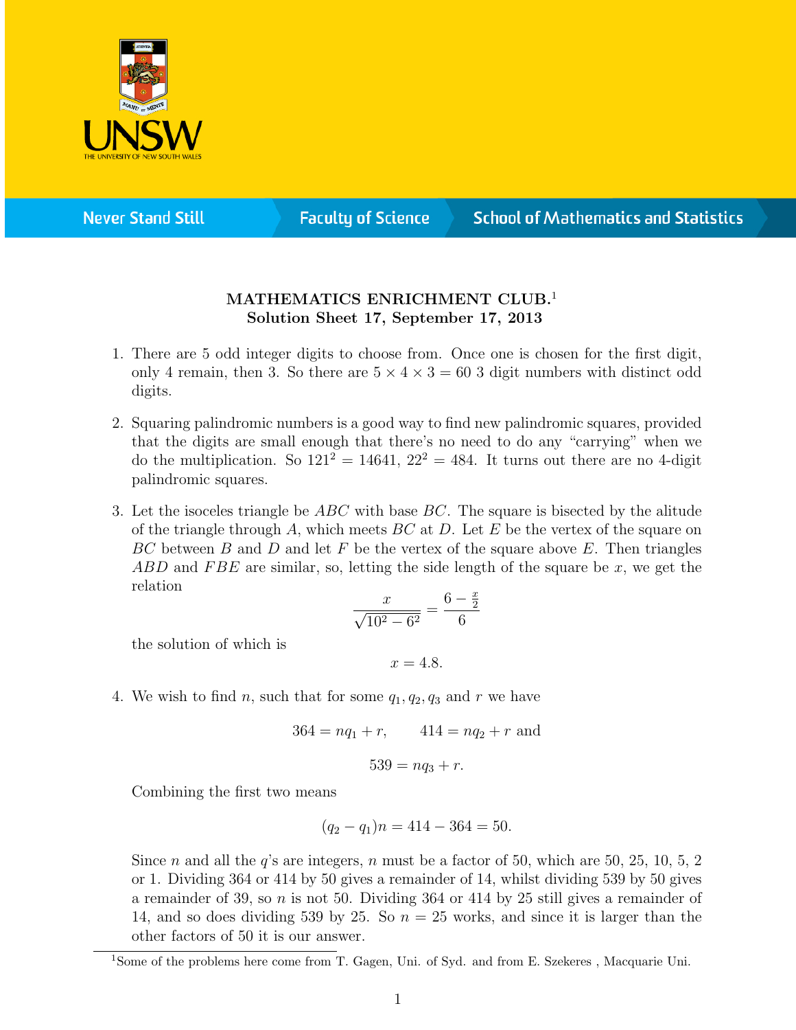**MATHEMATICS ENRICHMENT CLUB.**[1]
**Solution Sheet 17, September 17, 2013**

1. There are 5 odd integer digits to choose from. Once one is chosen for the first digit, only 4 remain, then 3. So there are $5 \times 4 \times 3 = 60$ 3 digit numbers with distinct odd digits.

2. Squaring palindromic numbers is a good way to find new palindromic squares, provided that the digits are small enough that there's no need to do any "carrying" when we do the multiplication. So $121^2 = 14641$, $22^2 = 484$. It turns out there are no 4-digit palindromic squares.

3. Let the isoceles triangle be $ABC$ with base $BC$. The square is bisected by the alitude of the triangle through $A$, which meets $BC$ at $D$. Let $E$ be the vertex of the square on $BC$ between $B$ and $D$ and let $F$ be the vertex of the square above $E$. Then triangles $ABD$ and $FBE$ are similar, so, letting the side length of the square be $x$, we get the relation
$$\frac{x}{\sqrt{10^2 - 6^2}} = \frac{6 - \frac{x}{2}}{6}$$
the solution of which is
$$x = 4.8.$$

4. We wish to find $n$, such that for some $q_1, q_2, q_3$ and $r$ we have
$$364 = nq_1 + r, \qquad 414 = nq_2 + r \text{ and}$$
$$539 = nq_3 + r.$$
Combining the first two means
$$(q_2 - q_1)n = 414 - 364 = 50.$$
Since $n$ and all the $q$'s are integers, $n$ must be a factor of 50, which are 50, 25, 10, 5, 2 or 1. Dividing 364 or 414 by 50 gives a remainder of 14, whilst dividing 539 by 50 gives a remainder of 39, so $n$ is not 50. Dividing 364 or 414 by 25 still gives a remainder of 14, and so does dividing 539 by 25. So $n = 25$ works, and since it is larger than the other factors of 50 it is our answer.

---

[1] Some of the problems here come from T. Gagen, Uni. of Syd. and from E. Szekeres , Macquarie Uni.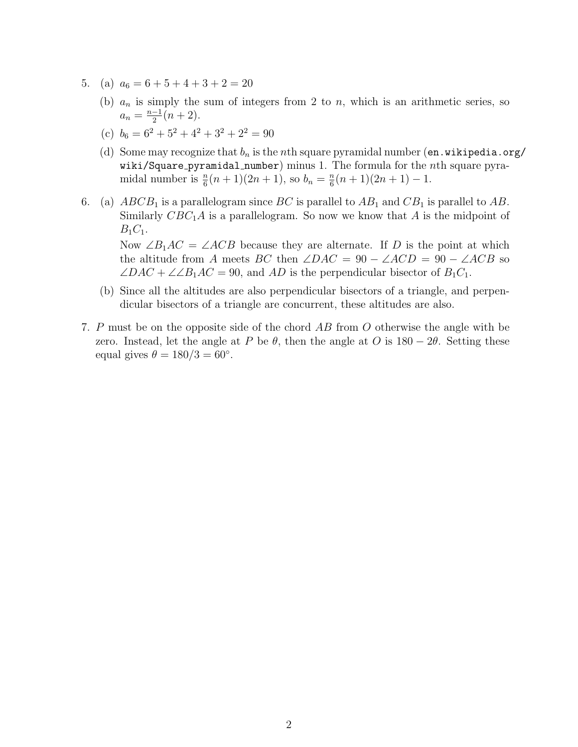5. (a) $a_6 = 6 + 5 + 4 + 3 + 2 = 20$

   (b) $a_n$ is simply the sum of integers from 2 to $n$, which is an arithmetic series, so $a_n = \frac{n-1}{2}(n+2)$.

   (c) $b_6 = 6^2 + 5^2 + 4^2 + 3^2 + 2^2 = 90$

   (d) Some may recognize that $b_n$ is the $n$th square pyramidal number (`en.wikipedia.org/wiki/Square_pyramidal_number`) minus 1. The formula for the $n$th square pyramidal number is $\frac{n}{6}(n+1)(2n+1)$, so $b_n = \frac{n}{6}(n+1)(2n+1) - 1$.

6. (a) $ABCB_1$ is a parallelogram since $BC$ is parallel to $AB_1$ and $CB_1$ is parallel to $AB$. Similarly $CBC_1A$ is a parallelogram. So now we know that $A$ is the midpoint of $B_1C_1$.

   Now $\angle B_1AC = \angle ACB$ because they are alternate. If $D$ is the point at which the altitude from $A$ meets $BC$ then $\angle DAC = 90 - \angle ACD = 90 - \angle ACB$ so $\angle DAC + \angle\angle B_1AC = 90$, and $AD$ is the perpendicular bisector of $B_1C_1$.

   (b) Since all the altitudes are also perpendicular bisectors of a triangle, and perpendicular bisectors of a triangle are concurrent, these altitudes are also.

7. $P$ must be on the opposite side of the chord $AB$ from $O$ otherwise the angle with be zero. Instead, let the angle at $P$ be $\theta$, then the angle at $O$ is $180 - 2\theta$. Setting these equal gives $\theta = 180/3 = 60°$.